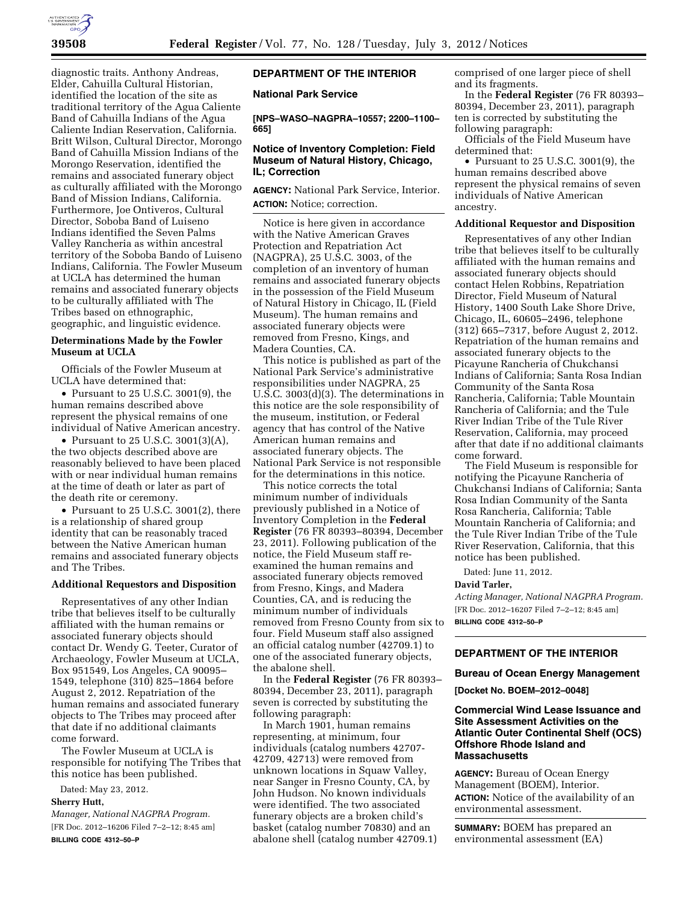diagnostic traits. Anthony Andreas, Elder, Cahuilla Cultural Historian, identified the location of the site as traditional territory of the Agua Caliente Band of Cahuilla Indians of the Agua Caliente Indian Reservation, California. Britt Wilson, Cultural Director, Morongo Band of Cahuilla Mission Indians of the Morongo Reservation, identified the remains and associated funerary object as culturally affiliated with the Morongo Band of Mission Indians, California. Furthermore, Joe Ontiveros, Cultural Director, Soboba Band of Luiseno Indians identified the Seven Palms Valley Rancheria as within ancestral territory of the Soboba Bando of Luiseno Indians, California. The Fowler Museum at UCLA has determined the human remains and associated funerary objects to be culturally affiliated with The Tribes based on ethnographic, geographic, and linguistic evidence.

### Determinations Made by the Fowler Museum at UCLA

Officials of the Fowler Museum at UCLA have determined that:

- Pursuant to 25 U.S.C. 3001(9), the human remains described above represent the physical remains of one individual of Native American ancestry.
- Pursuant to 25 U.S.C. 3001(3)(A), the two objects described above are reasonably believed to have been placed with or near individual human remains at the time of death or later as part of the death rite or ceremony.
- Pursuant to 25 U.S.C. 3001(2), there is a relationship of shared group identity that can be reasonably traced between the Native American human remains and associated funerary objects and The Tribes.

### Additional Requestors and Disposition

Representatives of any other Indian tribe that believes itself to be culturally affiliated with the human remains or associated funerary objects should contact Dr. Wendy G. Teeter, Curator of Archaeology, Fowler Museum at UCLA, Box 951549, Los Angeles, CA 90095–1549, telephone (310) 825–1864 before August 2, 2012. Repatriation of the human remains and associated funerary objects to The Tribes may proceed after that date if no additional claimants come forward.

The Fowler Museum at UCLA is responsible for notifying The Tribes that this notice has been published.

Dated: May 23, 2012.

**Sherry Hutt,**

*Manager, National NAGPRA Program.*

[FR Doc. 2012–16206 Filed 7–2–12; 8:45 am]

**BILLING CODE 4312–50–P**

## DEPARTMENT OF THE INTERIOR

### National Park Service

**[NPS–WASO–NAGPRA–10557; 2200–1100–665]**

### Notice of Inventory Completion: Field Museum of Natural History, Chicago, IL; Correction

**AGENCY:** National Park Service, Interior.

**ACTION:** Notice; correction.

Notice is here given in accordance with the Native American Graves Protection and Repatriation Act (NAGPRA), 25 U.S.C. 3003, of the completion of an inventory of human remains and associated funerary objects in the possession of the Field Museum of Natural History in Chicago, IL (Field Museum). The human remains and associated funerary objects were removed from Fresno, Kings, and Madera Counties, CA.

This notice is published as part of the National Park Service's administrative responsibilities under NAGPRA, 25 U.S.C. 3003(d)(3). The determinations in this notice are the sole responsibility of the museum, institution, or Federal agency that has control of the Native American human remains and associated funerary objects. The National Park Service is not responsible for the determinations in this notice.

This notice corrects the total minimum number of individuals previously published in a Notice of Inventory Completion in the **Federal Register** (76 FR 80393–80394, December 23, 2011). Following publication of the notice, the Field Museum staff re-examined the human remains and associated funerary objects removed from Fresno, Kings, and Madera Counties, CA, and is reducing the minimum number of individuals removed from Fresno County from six to four. Field Museum staff also assigned an official catalog number (42709.1) to one of the associated funerary objects, the abalone shell.

In the **Federal Register** (76 FR 80393–80394, December 23, 2011), paragraph seven is corrected by substituting the following paragraph:

In March 1901, human remains representing, at minimum, four individuals (catalog numbers 42707-42709, 42713) were removed from unknown locations in Squaw Valley, near Sanger in Fresno County, CA, by John Hudson. No known individuals were identified. The two associated funerary objects are a broken child's basket (catalog number 70830) and an abalone shell (catalog number 42709.1) comprised of one larger piece of shell and its fragments.

In the **Federal Register** (76 FR 80393–80394, December 23, 2011), paragraph ten is corrected by substituting the following paragraph:

Officials of the Field Museum have determined that:

- Pursuant to 25 U.S.C. 3001(9), the human remains described above represent the physical remains of seven individuals of Native American ancestry.

### Additional Requestor and Disposition

Representatives of any other Indian tribe that believes itself to be culturally affiliated with the human remains and associated funerary objects should contact Helen Robbins, Repatriation Director, Field Museum of Natural History, 1400 South Lake Shore Drive, Chicago, IL, 60605–2496, telephone (312) 665–7317, before August 2, 2012. Repatriation of the human remains and associated funerary objects to the Picayune Rancheria of Chukchansi Indians of California; Santa Rosa Indian Community of the Santa Rosa Rancheria, California; Table Mountain Rancheria of California; and the Tule River Indian Tribe of the Tule River Reservation, California, may proceed after that date if no additional claimants come forward.

The Field Museum is responsible for notifying the Picayune Rancheria of Chukchansi Indians of California; Santa Rosa Indian Community of the Santa Rosa Rancheria, California; Table Mountain Rancheria of California; and the Tule River Indian Tribe of the Tule River Reservation, California, that this notice has been published.

Dated: June 11, 2012.

**David Tarler,**

*Acting Manager, National NAGPRA Program.*

[FR Doc. 2012–16207 Filed 7–2–12; 8:45 am]

**BILLING CODE 4312–50–P**

## DEPARTMENT OF THE INTERIOR

### Bureau of Ocean Energy Management

**[Docket No. BOEM–2012–0048]**

### Commercial Wind Lease Issuance and Site Assessment Activities on the Atlantic Outer Continental Shelf (OCS) Offshore Rhode Island and Massachusetts

**AGENCY:** Bureau of Ocean Energy Management (BOEM), Interior.

**ACTION:** Notice of the availability of an environmental assessment.

**SUMMARY:** BOEM has prepared an environmental assessment (EA)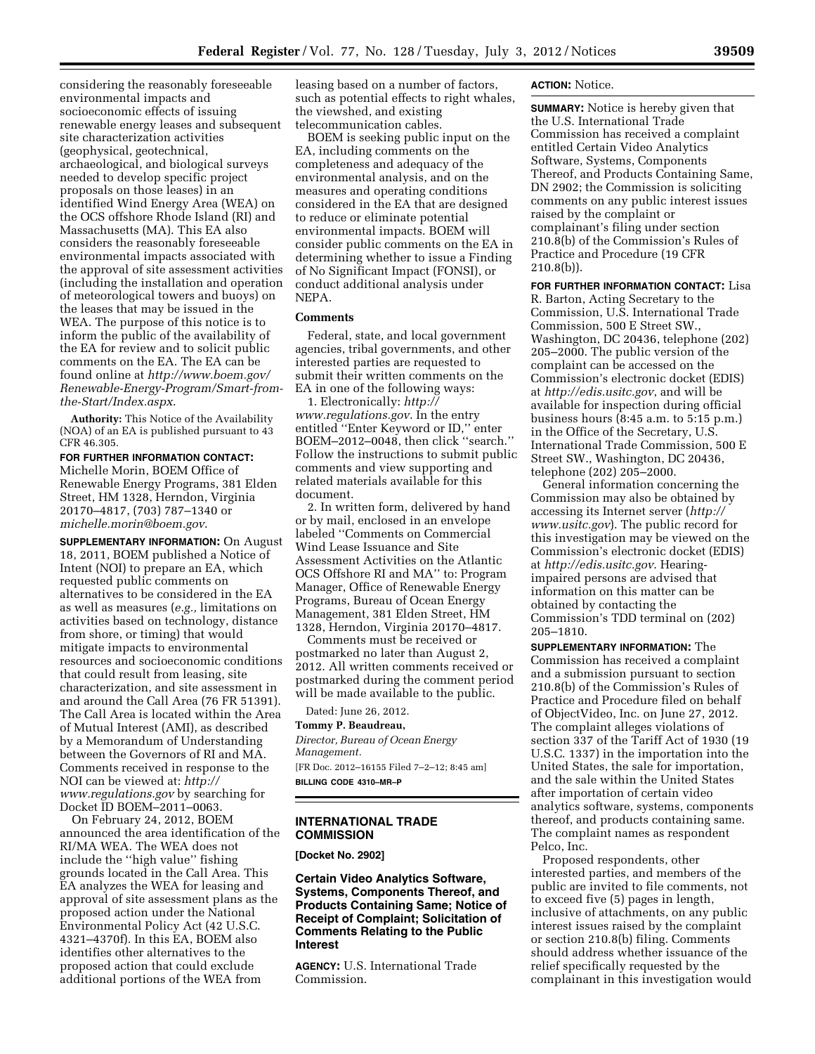considering the reasonably foreseeable environmental impacts and socioeconomic effects of issuing renewable energy leases and subsequent site characterization activities (geophysical, geotechnical, archaeological, and biological surveys needed to develop specific project proposals on those leases) in an identified Wind Energy Area (WEA) on the OCS offshore Rhode Island (RI) and Massachusetts (MA). This EA also considers the reasonably foreseeable environmental impacts associated with the approval of site assessment activities (including the installation and operation of meteorological towers and buoys) on the leases that may be issued in the WEA. The purpose of this notice is to inform the public of the availability of the EA for review and to solicit public comments on the EA. The EA can be found online at *http://www.boem.gov/Renewable-Energy-Program/Smart-from-the-Start/Index.aspx*.

**Authority:** This Notice of the Availability (NOA) of an EA is published pursuant to 43 CFR 46.305.

**FOR FURTHER INFORMATION CONTACT:** Michelle Morin, BOEM Office of Renewable Energy Programs, 381 Elden Street, HM 1328, Herndon, Virginia 20170–4817, (703) 787–1340 or *michelle.morin@boem.gov*.

**SUPPLEMENTARY INFORMATION:** On August 18, 2011, BOEM published a Notice of Intent (NOI) to prepare an EA, which requested public comments on alternatives to be considered in the EA as well as measures (*e.g.,* limitations on activities based on technology, distance from shore, or timing) that would mitigate impacts to environmental resources and socioeconomic conditions that could result from leasing, site characterization, and site assessment in and around the Call Area (76 FR 51391). The Call Area is located within the Area of Mutual Interest (AMI), as described by a Memorandum of Understanding between the Governors of RI and MA. Comments received in response to the NOI can be viewed at: *http://www.regulations.gov* by searching for Docket ID BOEM–2011–0063.

On February 24, 2012, BOEM announced the area identification of the RI/MA WEA. The WEA does not include the ''high value'' fishing grounds located in the Call Area. This EA analyzes the WEA for leasing and approval of site assessment plans as the proposed action under the National Environmental Policy Act (42 U.S.C. 4321–4370f). In this EA, BOEM also identifies other alternatives to the proposed action that could exclude additional portions of the WEA from leasing based on a number of factors, such as potential effects to right whales, the viewshed, and existing telecommunication cables.

BOEM is seeking public input on the EA, including comments on the completeness and adequacy of the environmental analysis, and on the measures and operating conditions considered in the EA that are designed to reduce or eliminate potential environmental impacts. BOEM will consider public comments on the EA in determining whether to issue a Finding of No Significant Impact (FONSI), or conduct additional analysis under NEPA.

## Comments

Federal, state, and local government agencies, tribal governments, and other interested parties are requested to submit their written comments on the EA in one of the following ways:

1. Electronically: *http://www.regulations.gov*. In the entry entitled ''Enter Keyword or ID,'' enter BOEM–2012–0048, then click ''search.'' Follow the instructions to submit public comments and view supporting and related materials available for this document.

2. In written form, delivered by hand or by mail, enclosed in an envelope labeled ''Comments on Commercial Wind Lease Issuance and Site Assessment Activities on the Atlantic OCS Offshore RI and MA'' to: Program Manager, Office of Renewable Energy Programs, Bureau of Ocean Energy Management, 381 Elden Street, HM 1328, Herndon, Virginia 20170–4817.

Comments must be received or postmarked no later than August 2, 2012. All written comments received or postmarked during the comment period will be made available to the public.

Dated: June 26, 2012.

**Tommy P. Beaudreau,**

*Director, Bureau of Ocean Energy Management.*

[FR Doc. 2012–16155 Filed 7–2–12; 8:45 am]

**BILLING CODE 4310–MR–P**

# INTERNATIONAL TRADE COMMISSION

**[Docket No. 2902]**

## Certain Video Analytics Software, Systems, Components Thereof, and Products Containing Same; Notice of Receipt of Complaint; Solicitation of Comments Relating to the Public Interest

**AGENCY:** U.S. International Trade Commission.

**ACTION:** Notice.

**SUMMARY:** Notice is hereby given that the U.S. International Trade Commission has received a complaint entitled Certain Video Analytics Software, Systems, Components Thereof, and Products Containing Same, DN 2902; the Commission is soliciting comments on any public interest issues raised by the complaint or complainant's filing under section 210.8(b) of the Commission's Rules of Practice and Procedure (19 CFR 210.8(b)).

**FOR FURTHER INFORMATION CONTACT:** Lisa R. Barton, Acting Secretary to the Commission, U.S. International Trade Commission, 500 E Street SW., Washington, DC 20436, telephone (202) 205–2000. The public version of the complaint can be accessed on the Commission's electronic docket (EDIS) at *http://edis.usitc.gov*, and will be available for inspection during official business hours (8:45 a.m. to 5:15 p.m.) in the Office of the Secretary, U.S. International Trade Commission, 500 E Street SW., Washington, DC 20436, telephone (202) 205–2000.

General information concerning the Commission may also be obtained by accessing its Internet server (*http://www.usitc.gov*). The public record for this investigation may be viewed on the Commission's electronic docket (EDIS) at *http://edis.usitc.gov*. Hearing-impaired persons are advised that information on this matter can be obtained by contacting the Commission's TDD terminal on (202) 205–1810.

**SUPPLEMENTARY INFORMATION:** The Commission has received a complaint and a submission pursuant to section 210.8(b) of the Commission's Rules of Practice and Procedure filed on behalf of ObjectVideo, Inc. on June 27, 2012. The complaint alleges violations of section 337 of the Tariff Act of 1930 (19 U.S.C. 1337) in the importation into the United States, the sale for importation, and the sale within the United States after importation of certain video analytics software, systems, components thereof, and products containing same. The complaint names as respondent Pelco, Inc.

Proposed respondents, other interested parties, and members of the public are invited to file comments, not to exceed five (5) pages in length, inclusive of attachments, on any public interest issues raised by the complaint or section 210.8(b) filing. Comments should address whether issuance of the relief specifically requested by the complainant in this investigation would